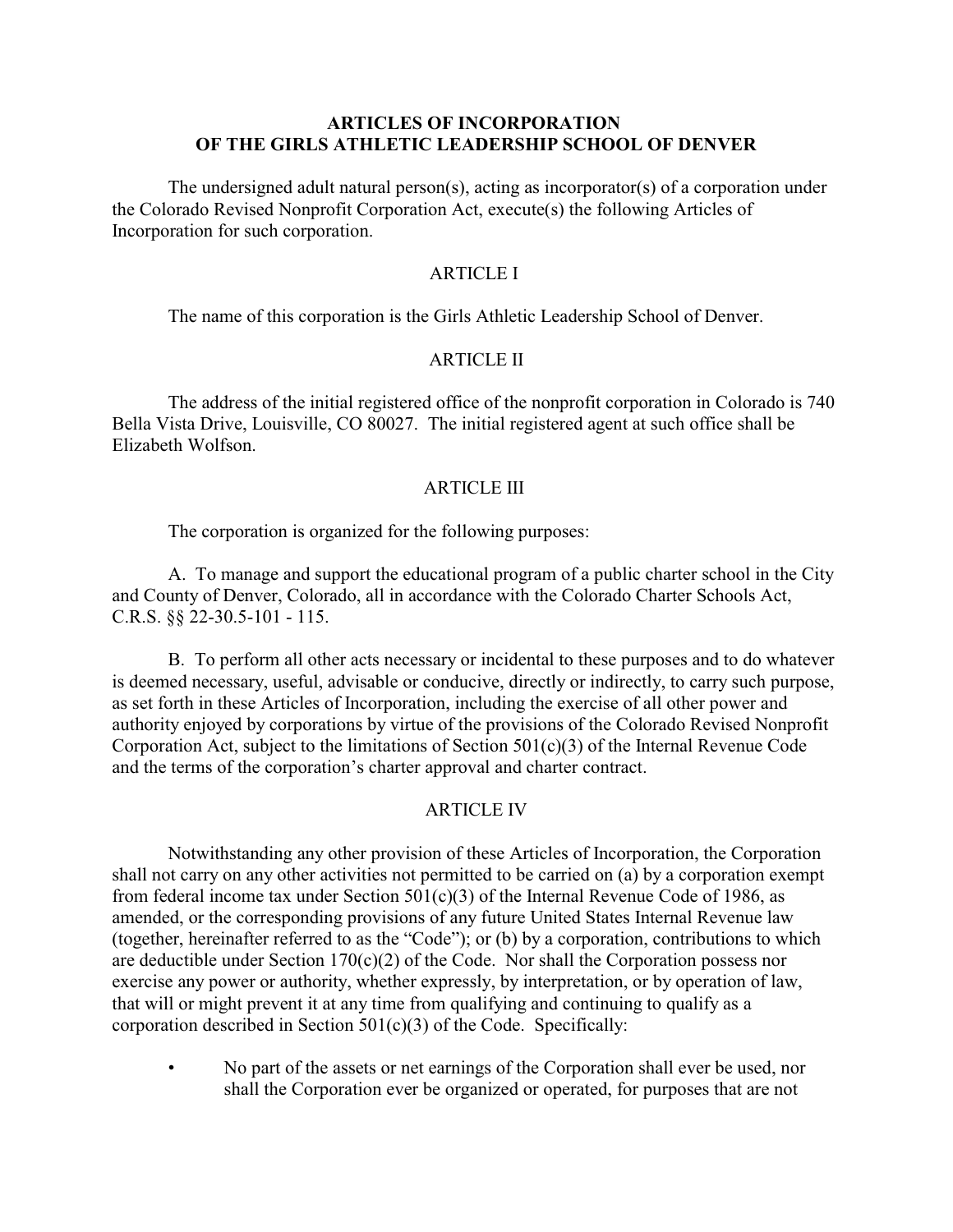# ARTICLES OF INCORPORATION
# OF THE GIRLS ATHLETIC LEADERSHIP SCHOOL OF DENVER

The undersigned adult natural person(s), acting as incorporator(s) of a corporation under the Colorado Revised Nonprofit Corporation Act, execute(s) the following Articles of Incorporation for such corporation.

## ARTICLE I

The name of this corporation is the Girls Athletic Leadership School of Denver.

## ARTICLE II

The address of the initial registered office of the nonprofit corporation in Colorado is 740 Bella Vista Drive, Louisville, CO 80027. The initial registered agent at such office shall be Elizabeth Wolfson.

## ARTICLE III

The corporation is organized for the following purposes:

A. To manage and support the educational program of a public charter school in the City and County of Denver, Colorado, all in accordance with the Colorado Charter Schools Act, C.R.S. §§ 22-30.5-101 - 115.

B. To perform all other acts necessary or incidental to these purposes and to do whatever is deemed necessary, useful, advisable or conducive, directly or indirectly, to carry such purpose, as set forth in these Articles of Incorporation, including the exercise of all other power and authority enjoyed by corporations by virtue of the provisions of the Colorado Revised Nonprofit Corporation Act, subject to the limitations of Section 501(c)(3) of the Internal Revenue Code and the terms of the corporation's charter approval and charter contract.

## ARTICLE IV

Notwithstanding any other provision of these Articles of Incorporation, the Corporation shall not carry on any other activities not permitted to be carried on (a) by a corporation exempt from federal income tax under Section 501(c)(3) of the Internal Revenue Code of 1986, as amended, or the corresponding provisions of any future United States Internal Revenue law (together, hereinafter referred to as the "Code"); or (b) by a corporation, contributions to which are deductible under Section 170(c)(2) of the Code. Nor shall the Corporation possess nor exercise any power or authority, whether expressly, by interpretation, or by operation of law, that will or might prevent it at any time from qualifying and continuing to qualify as a corporation described in Section 501(c)(3) of the Code. Specifically:

- No part of the assets or net earnings of the Corporation shall ever be used, nor shall the Corporation ever be organized or operated, for purposes that are not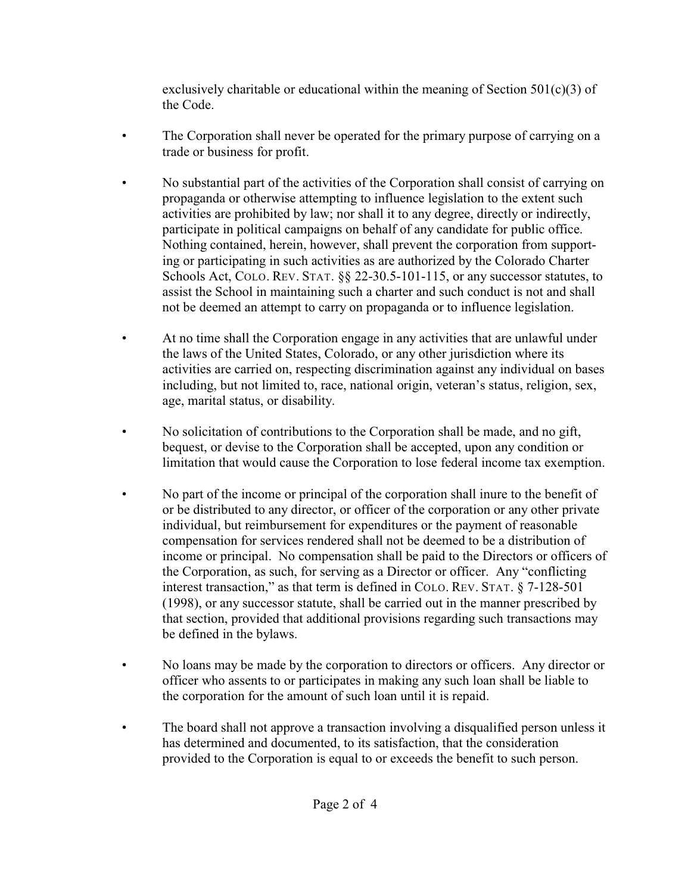exclusively charitable or educational within the meaning of Section 501(c)(3) of the Code.

- The Corporation shall never be operated for the primary purpose of carrying on a trade or business for profit.
- No substantial part of the activities of the Corporation shall consist of carrying on propaganda or otherwise attempting to influence legislation to the extent such activities are prohibited by law; nor shall it to any degree, directly or indirectly, participate in political campaigns on behalf of any candidate for public office. Nothing contained, herein, however, shall prevent the corporation from supporting or participating in such activities as are authorized by the Colorado Charter Schools Act, COLO. REV. STAT. §§ 22-30.5-101-115, or any successor statutes, to assist the School in maintaining such a charter and such conduct is not and shall not be deemed an attempt to carry on propaganda or to influence legislation.
- At no time shall the Corporation engage in any activities that are unlawful under the laws of the United States, Colorado, or any other jurisdiction where its activities are carried on, respecting discrimination against any individual on bases including, but not limited to, race, national origin, veteran's status, religion, sex, age, marital status, or disability.
- No solicitation of contributions to the Corporation shall be made, and no gift, bequest, or devise to the Corporation shall be accepted, upon any condition or limitation that would cause the Corporation to lose federal income tax exemption.
- No part of the income or principal of the corporation shall inure to the benefit of or be distributed to any director, or officer of the corporation or any other private individual, but reimbursement for expenditures or the payment of reasonable compensation for services rendered shall not be deemed to be a distribution of income or principal. No compensation shall be paid to the Directors or officers of the Corporation, as such, for serving as a Director or officer. Any "conflicting interest transaction," as that term is defined in COLO. REV. STAT. § 7-128-501 (1998), or any successor statute, shall be carried out in the manner prescribed by that section, provided that additional provisions regarding such transactions may be defined in the bylaws.
- No loans may be made by the corporation to directors or officers. Any director or officer who assents to or participates in making any such loan shall be liable to the corporation for the amount of such loan until it is repaid.
- The board shall not approve a transaction involving a disqualified person unless it has determined and documented, to its satisfaction, that the consideration provided to the Corporation is equal to or exceeds the benefit to such person.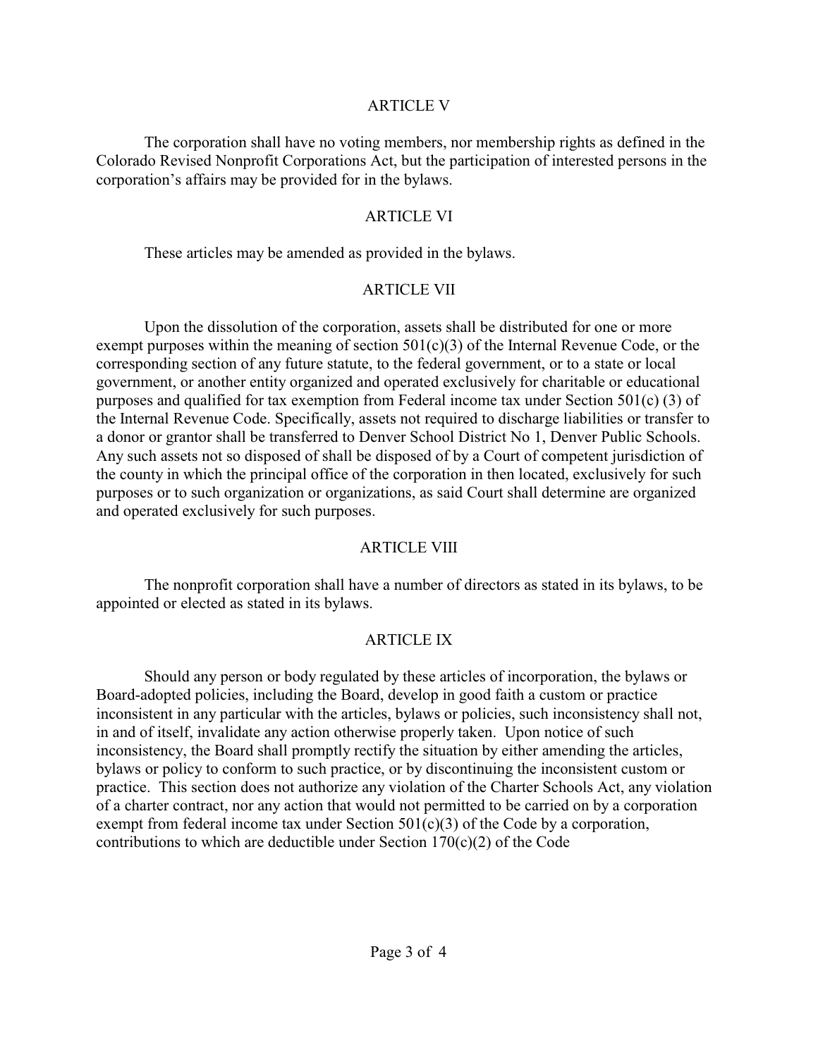## ARTICLE V

The corporation shall have no voting members, nor membership rights as defined in the Colorado Revised Nonprofit Corporations Act, but the participation of interested persons in the corporation's affairs may be provided for in the bylaws.

## ARTICLE VI

These articles may be amended as provided in the bylaws.

## ARTICLE VII

Upon the dissolution of the corporation, assets shall be distributed for one or more exempt purposes within the meaning of section 501(c)(3) of the Internal Revenue Code, or the corresponding section of any future statute, to the federal government, or to a state or local government, or another entity organized and operated exclusively for charitable or educational purposes and qualified for tax exemption from Federal income tax under Section 501(c) (3) of the Internal Revenue Code. Specifically, assets not required to discharge liabilities or transfer to a donor or grantor shall be transferred to Denver School District No 1, Denver Public Schools. Any such assets not so disposed of shall be disposed of by a Court of competent jurisdiction of the county in which the principal office of the corporation in then located, exclusively for such purposes or to such organization or organizations, as said Court shall determine are organized and operated exclusively for such purposes.

## ARTICLE VIII

The nonprofit corporation shall have a number of directors as stated in its bylaws, to be appointed or elected as stated in its bylaws.

## ARTICLE IX

Should any person or body regulated by these articles of incorporation, the bylaws or Board-adopted policies, including the Board, develop in good faith a custom or practice inconsistent in any particular with the articles, bylaws or policies, such inconsistency shall not, in and of itself, invalidate any action otherwise properly taken. Upon notice of such inconsistency, the Board shall promptly rectify the situation by either amending the articles, bylaws or policy to conform to such practice, or by discontinuing the inconsistent custom or practice. This section does not authorize any violation of the Charter Schools Act, any violation of a charter contract, nor any action that would not permitted to be carried on by a corporation exempt from federal income tax under Section 501(c)(3) of the Code by a corporation, contributions to which are deductible under Section 170(c)(2) of the Code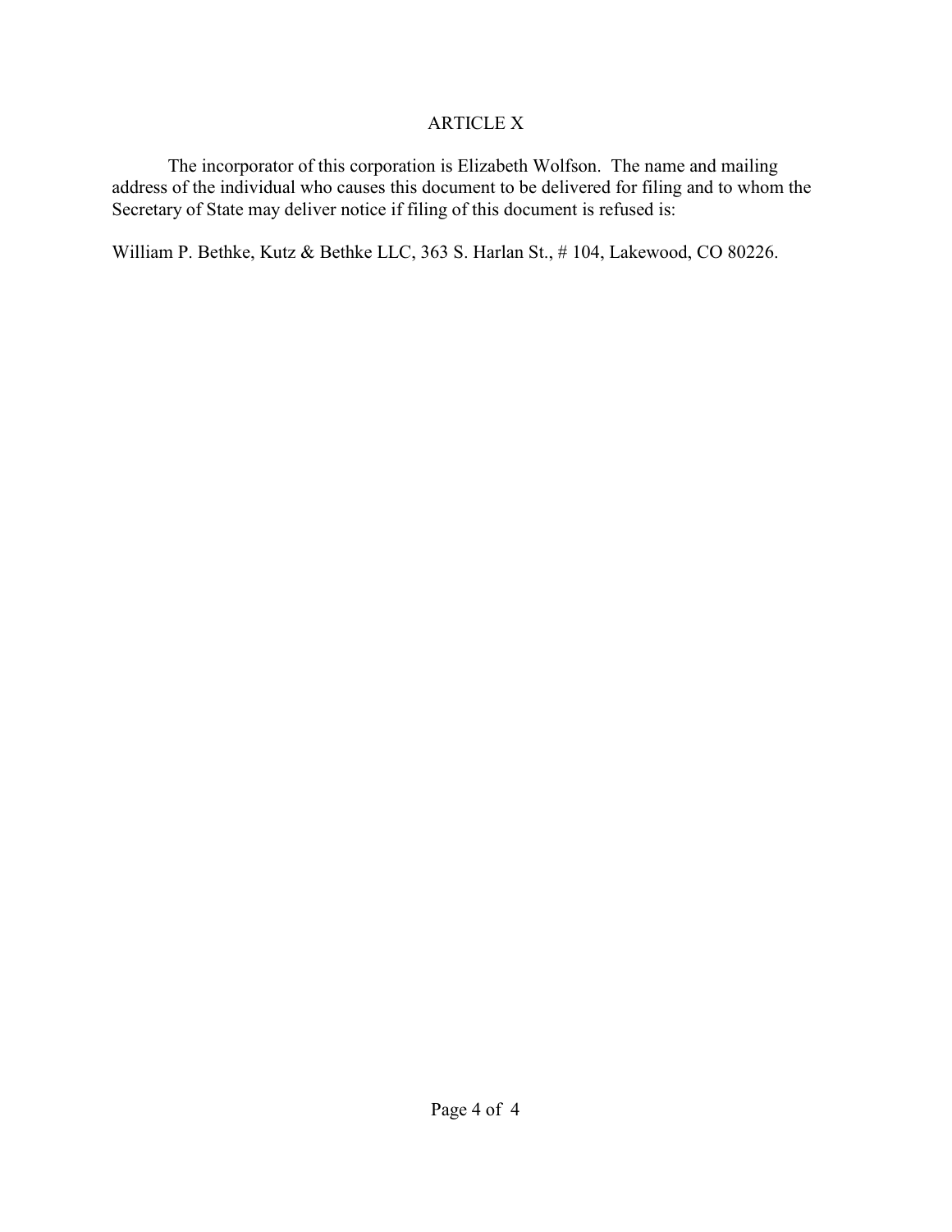## ARTICLE X

The incorporator of this corporation is Elizabeth Wolfson. The name and mailing address of the individual who causes this document to be delivered for filing and to whom the Secretary of State may deliver notice if filing of this document is refused is:

William P. Bethke, Kutz & Bethke LLC, 363 S. Harlan St., # 104, Lakewood, CO 80226.